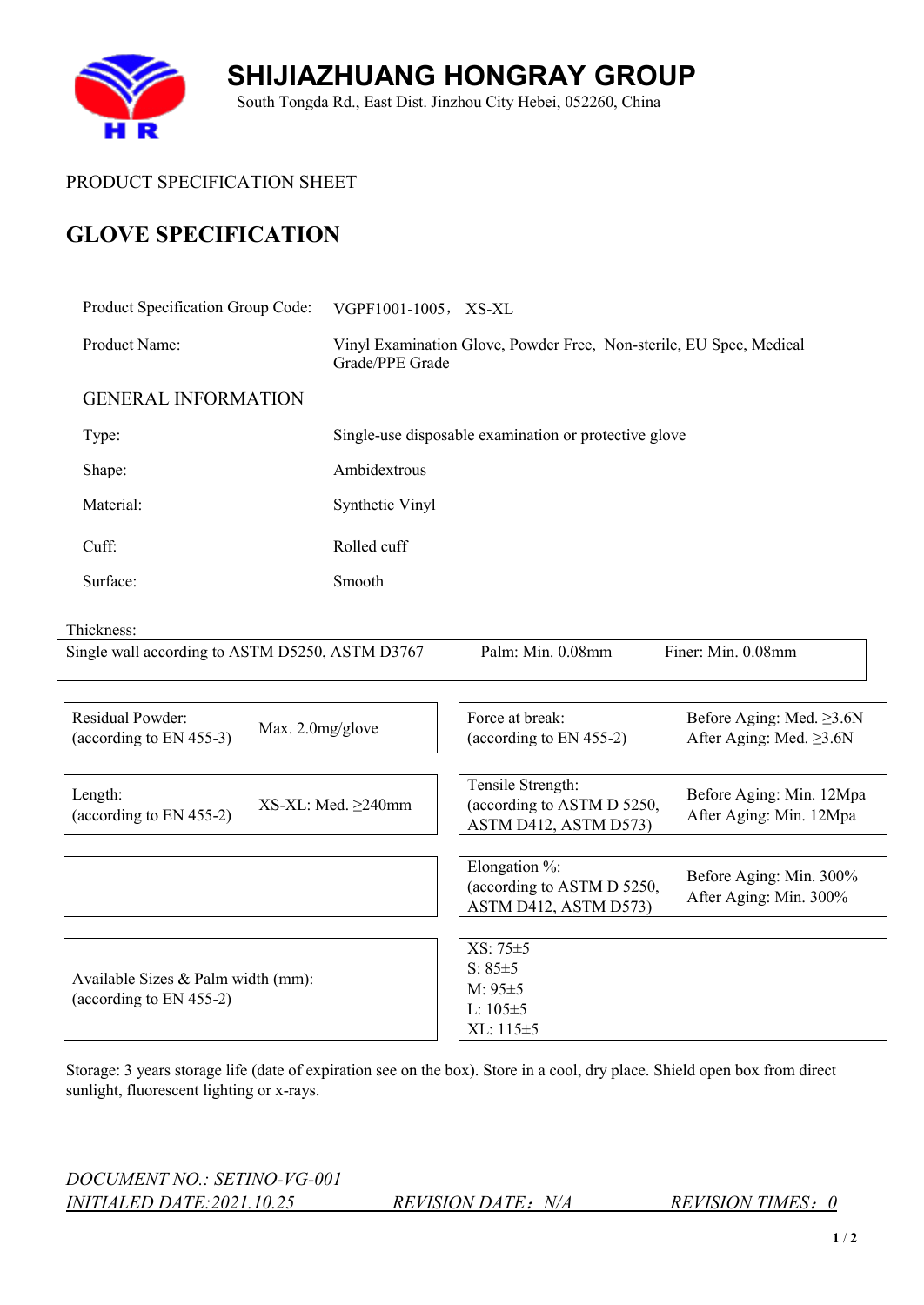# SHIJIAZHUANG HONGRAY GROUP

South Tongda Rd., East Dist. Jinzhou City Hebei, 052260, China

PRODUCT SPECIFICATION SHEET

## GLOVE SPECIFICATION

| | |
|---|---|
| Product Specification Group Code: | VGPF1001-1005， XS-XL |
| Product Name: | Vinyl Examination Glove, Powder Free, Non-sterile, EU Spec, Medical Grade/PPE Grade |

### GENERAL INFORMATION

| | |
|---|---|
| Type: | Single-use disposable examination or protective glove |
| Shape: | Ambidextrous |
| Material: | Synthetic Vinyl |
| Cuff: | Rolled cuff |
| Surface: | Smooth |

Thickness:

| | | |
|---|---|---|
| Single wall according to ASTM D5250, ASTM D3767 | Palm: Min. 0.08mm | Finer: Min. 0.08mm |

| | | | |
|---|---|---|---|
| Residual Powder: (according to EN 455-3) | Max. 2.0mg/glove | Force at break: (according to EN 455-2) | Before Aging: Med. ≥3.6N<br>After Aging: Med. ≥3.6N |
| Length: (according to EN 455-2) | XS-XL: Med. ≥240mm | Tensile Strength: (according to ASTM D 5250, ASTM D412, ASTM D573) | Before Aging: Min. 12Mpa<br>After Aging: Min. 12Mpa |
| | | Elongation %: (according to ASTM D 5250, ASTM D412, ASTM D573) | Before Aging: Min. 300%<br>After Aging: Min. 300% |
| Available Sizes & Palm width (mm): (according to EN 455-2) | | XS: 75±5<br>S: 85±5<br>M: 95±5<br>L: 105±5<br>XL: 115±5 | |

Storage: 3 years storage life (date of expiration see on the box). Store in a cool, dry place. Shield open box from direct sunlight, fluorescent lighting or x-rays.

*DOCUMENT NO.: SETINO-VG-001*

*INITIALED DATE:2021.10.25*　　*REVISION DATE：N/A*　　*REVISION TIMES：0*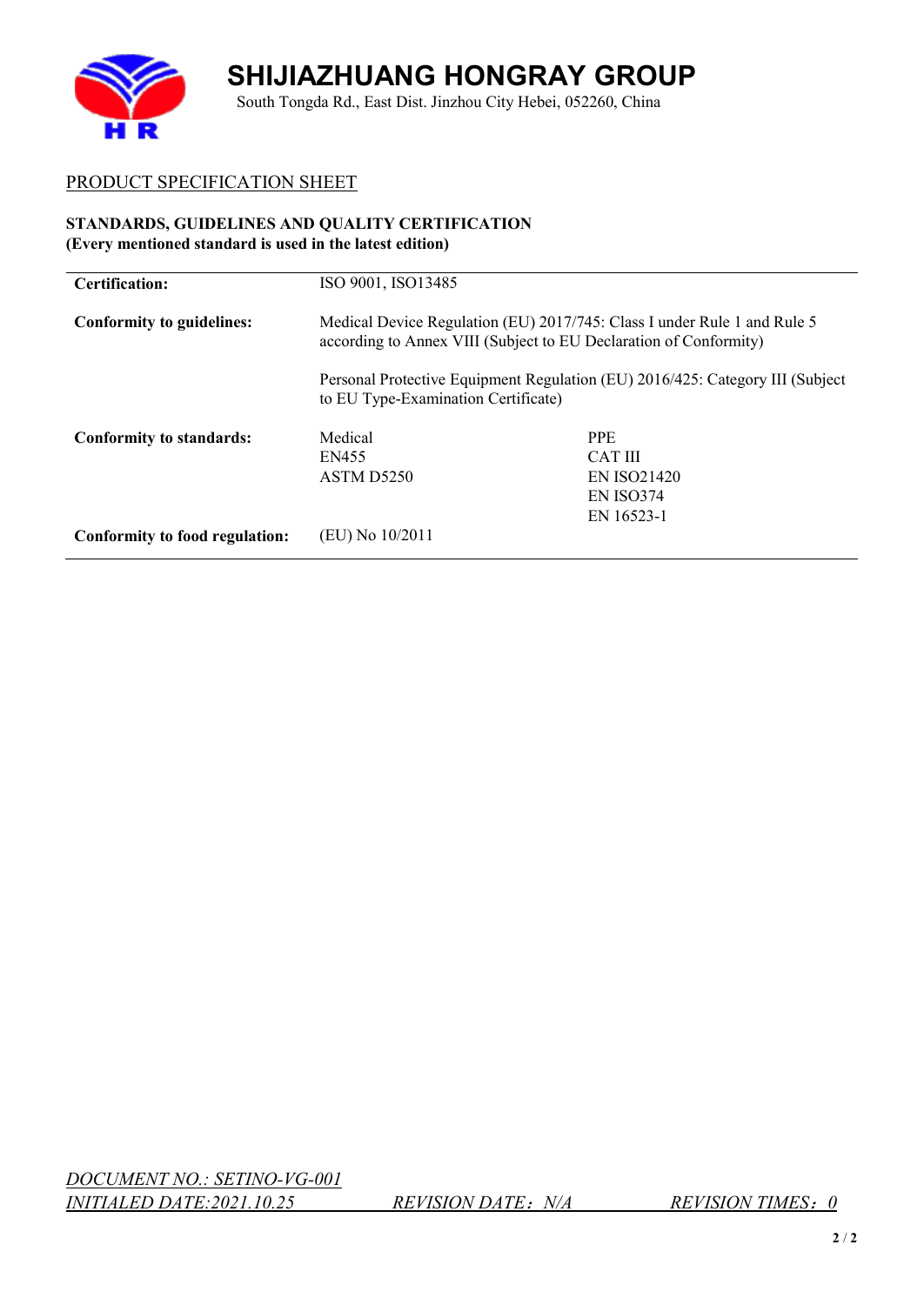# SHIJIAZHUANG HONGRAY GROUP

South Tongda Rd., East Dist. Jinzhou City Hebei, 052260, China

PRODUCT SPECIFICATION SHEET

**STANDARDS, GUIDELINES AND QUALITY CERTIFICATION**
**(Every mentioned standard is used in the latest edition)**

| | | |
|---|---|---|
| **Certification:** | ISO 9001, ISO13485 | |
| **Conformity to guidelines:** | Medical Device Regulation (EU) 2017/745: Class I under Rule 1 and Rule 5 according to Annex VIII (Subject to EU Declaration of Conformity)<br><br>Personal Protective Equipment Regulation (EU) 2016/425: Category III (Subject to EU Type-Examination Certificate) | |
| **Conformity to standards:** | Medical<br>EN455<br>ASTM D5250 | PPE<br>CAT III<br>EN ISO21420<br>EN ISO374<br>EN 16523-1 |
| **Conformity to food regulation:** | (EU) No 10/2011 | |

*DOCUMENT NO.: SETINO-VG-001*
*INITIALED DATE:2021.10.25* *REVISION DATE：N/A* *REVISION TIMES：0*